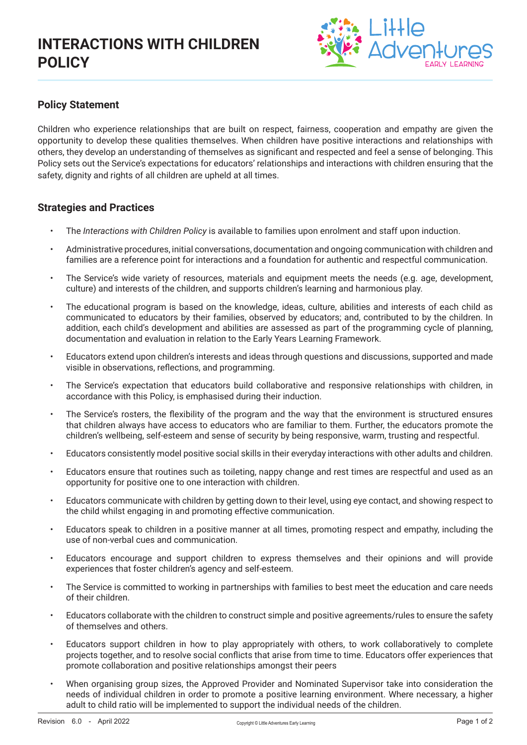# INTERACTIONS WITH CHILDREN POLICY

## Policy Statement

Children who experience relationships that are built on respect, fairness, cooperation and empathy are given the opportunity to develop these qualities themselves. When children have positive interactions and relationships with others, they develop an understanding of themselves as significant and respected and feel a sense of belonging. This Policy sets out the Service's expectations for educators' relationships and interactions with children ensuring that the safety, dignity and rights of all children are upheld at all times.

## Strategies and Practices

- The *Interactions with Children Policy* is available to families upon enrolment and staff upon induction.
- Administrative procedures, initial conversations, documentation and ongoing communication with children and families are a reference point for interactions and a foundation for authentic and respectful communication.
- The Service's wide variety of resources, materials and equipment meets the needs (e.g. age, development, culture) and interests of the children, and supports children's learning and harmonious play.
- The educational program is based on the knowledge, ideas, culture, abilities and interests of each child as communicated to educators by their families, observed by educators; and, contributed to by the children. In addition, each child's development and abilities are assessed as part of the programming cycle of planning, documentation and evaluation in relation to the Early Years Learning Framework.
- Educators extend upon children's interests and ideas through questions and discussions, supported and made visible in observations, reflections, and programming.
- The Service's expectation that educators build collaborative and responsive relationships with children, in accordance with this Policy, is emphasised during their induction.
- The Service's rosters, the flexibility of the program and the way that the environment is structured ensures that children always have access to educators who are familiar to them. Further, the educators promote the children's wellbeing, self-esteem and sense of security by being responsive, warm, trusting and respectful.
- Educators consistently model positive social skills in their everyday interactions with other adults and children.
- Educators ensure that routines such as toileting, nappy change and rest times are respectful and used as an opportunity for positive one to one interaction with children.
- Educators communicate with children by getting down to their level, using eye contact, and showing respect to the child whilst engaging in and promoting effective communication.
- Educators speak to children in a positive manner at all times, promoting respect and empathy, including the use of non-verbal cues and communication.
- Educators encourage and support children to express themselves and their opinions and will provide experiences that foster children's agency and self-esteem.
- The Service is committed to working in partnerships with families to best meet the education and care needs of their children.
- Educators collaborate with the children to construct simple and positive agreements/rules to ensure the safety of themselves and others.
- Educators support children in how to play appropriately with others, to work collaboratively to complete projects together, and to resolve social conflicts that arise from time to time. Educators offer experiences that promote collaboration and positive relationships amongst their peers
- When organising group sizes, the Approved Provider and Nominated Supervisor take into consideration the needs of individual children in order to promote a positive learning environment. Where necessary, a higher adult to child ratio will be implemented to support the individual needs of the children.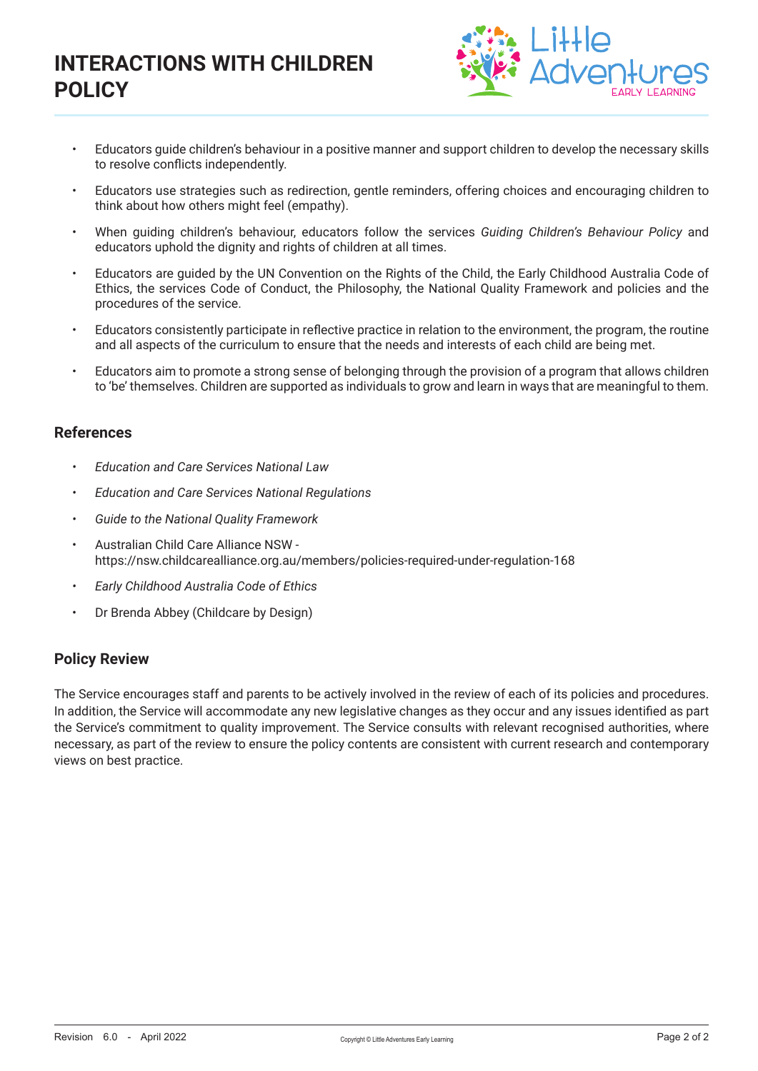- Educators guide children's behaviour in a positive manner and support children to develop the necessary skills to resolve conflicts independently.
- Educators use strategies such as redirection, gentle reminders, offering choices and encouraging children to think about how others might feel (empathy).
- When guiding children's behaviour, educators follow the services *Guiding Children's Behaviour Policy* and educators uphold the dignity and rights of children at all times.
- Educators are guided by the UN Convention on the Rights of the Child, the Early Childhood Australia Code of Ethics, the services Code of Conduct, the Philosophy, the National Quality Framework and policies and the procedures of the service.
- Educators consistently participate in reflective practice in relation to the environment, the program, the routine and all aspects of the curriculum to ensure that the needs and interests of each child are being met.
- Educators aim to promote a strong sense of belonging through the provision of a program that allows children to 'be' themselves. Children are supported as individuals to grow and learn in ways that are meaningful to them.

## References

- *Education and Care Services National Law*
- *Education and Care Services National Regulations*
- *Guide to the National Quality Framework*
- Australian Child Care Alliance NSW - https://nsw.childcarealliance.org.au/members/policies-required-under-regulation-168
- *Early Childhood Australia Code of Ethics*
- Dr Brenda Abbey (Childcare by Design)

## Policy Review

The Service encourages staff and parents to be actively involved in the review of each of its policies and procedures. In addition, the Service will accommodate any new legislative changes as they occur and any issues identified as part the Service's commitment to quality improvement. The Service consults with relevant recognised authorities, where necessary, as part of the review to ensure the policy contents are consistent with current research and contemporary views on best practice.